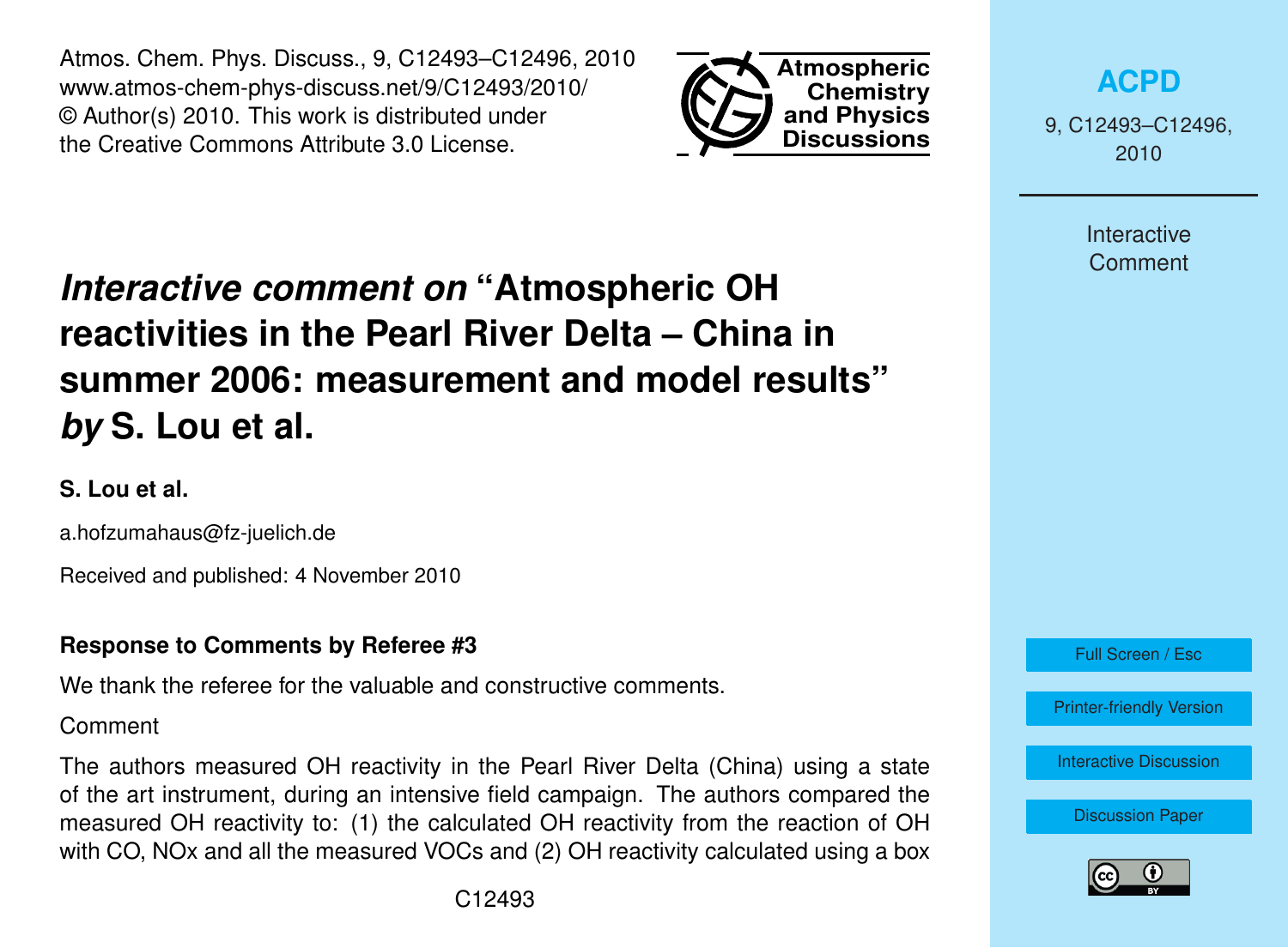# *Interactive comment on* "Atmospheric OH reactivities in the Pearl River Delta – China in summer 2006: measurement and model results" *by* S. Lou et al.

**S. Lou et al.**

a.hofzumahaus@fz-juelich.de

Received and published: 4 November 2010

**Response to Comments by Referee #3**

We thank the referee for the valuable and constructive comments.

Comment

The authors measured OH reactivity in the Pearl River Delta (China) using a state of the art instrument, during an intensive field campaign. The authors compared the measured OH reactivity to: (1) the calculated OH reactivity from the reaction of OH with CO, NOx and all the measured VOCs and (2) OH reactivity calculated using a box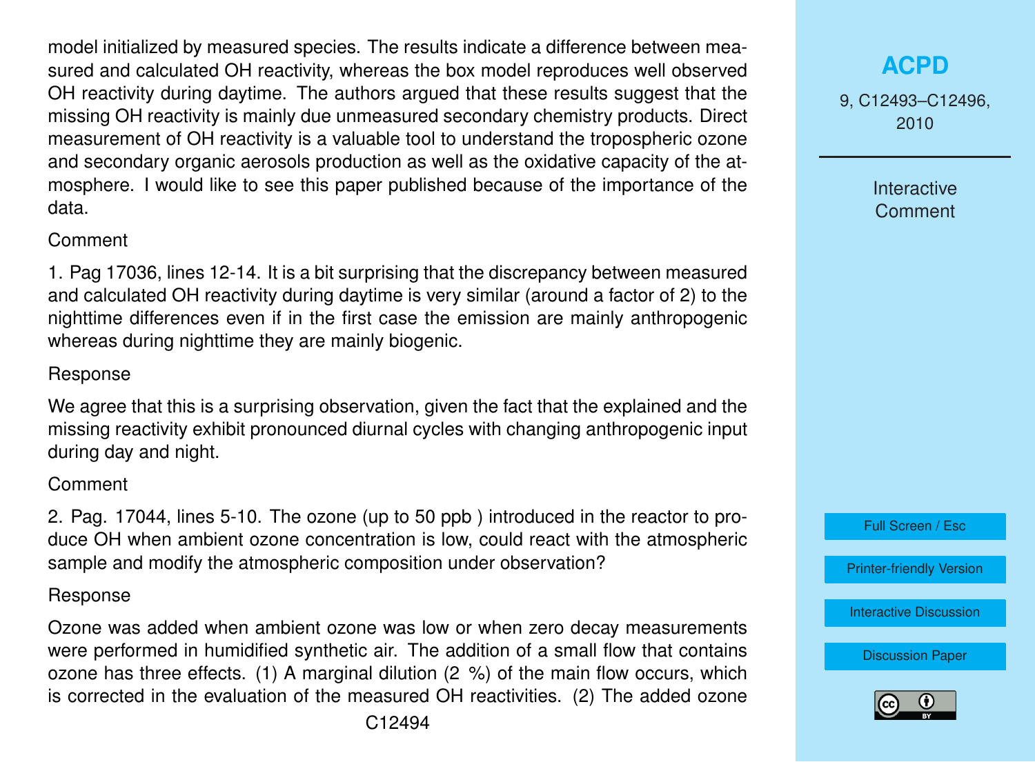model initialized by measured species. The results indicate a difference between measured and calculated OH reactivity, whereas the box model reproduces well observed OH reactivity during daytime. The authors argued that these results suggest that the missing OH reactivity is mainly due unmeasured secondary chemistry products. Direct measurement of OH reactivity is a valuable tool to understand the tropospheric ozone and secondary organic aerosols production as well as the oxidative capacity of the atmosphere. I would like to see this paper published because of the importance of the data.

Comment

1. Pag 17036, lines 12-14. It is a bit surprising that the discrepancy between measured and calculated OH reactivity during daytime is very similar (around a factor of 2) to the nighttime differences even if in the first case the emission are mainly anthropogenic whereas during nighttime they are mainly biogenic.

Response

We agree that this is a surprising observation, given the fact that the explained and the missing reactivity exhibit pronounced diurnal cycles with changing anthropogenic input during day and night.

Comment

2. Pag. 17044, lines 5-10. The ozone (up to 50 ppb ) introduced in the reactor to produce OH when ambient ozone concentration is low, could react with the atmospheric sample and modify the atmospheric composition under observation?

Response

Ozone was added when ambient ozone was low or when zero decay measurements were performed in humidified synthetic air. The addition of a small flow that contains ozone has three effects. (1) A marginal dilution (2 %) of the main flow occurs, which is corrected in the evaluation of the measured OH reactivities. (2) The added ozone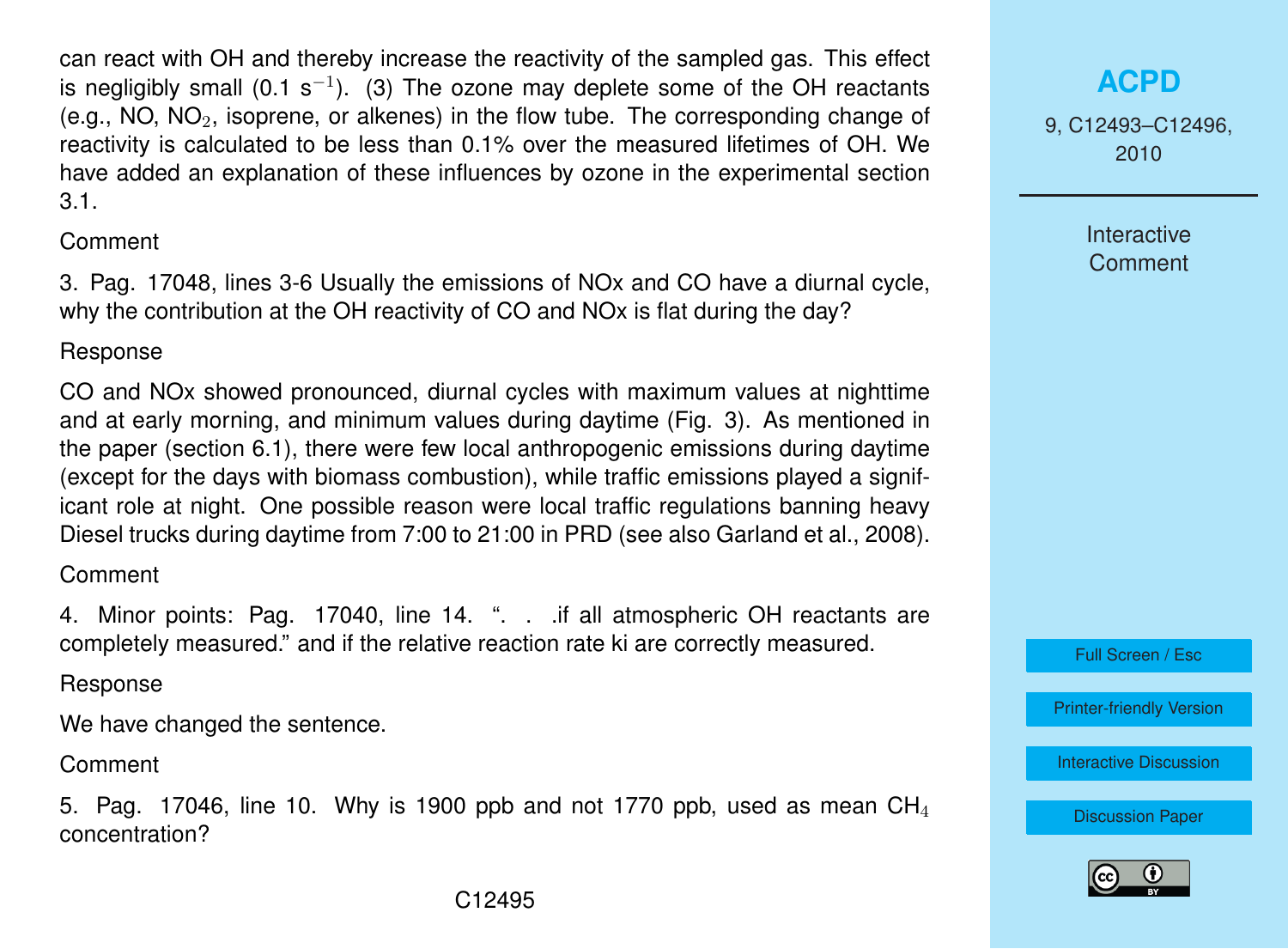can react with OH and thereby increase the reactivity of the sampled gas. This effect is negligibly small (0.1 $s^{-1}$). (3) The ozone may deplete some of the OH reactants (e.g., NO, $NO_2$, isoprene, or alkenes) in the flow tube. The corresponding change of reactivity is calculated to be less than 0.1% over the measured lifetimes of OH. We have added an explanation of these influences by ozone in the experimental section 3.1.

Comment

3. Pag. 17048, lines 3-6 Usually the emissions of NOx and CO have a diurnal cycle, why the contribution at the OH reactivity of CO and NOx is flat during the day?

Response

CO and NOx showed pronounced, diurnal cycles with maximum values at nighttime and at early morning, and minimum values during daytime (Fig. 3). As mentioned in the paper (section 6.1), there were few local anthropogenic emissions during daytime (except for the days with biomass combustion), while traffic emissions played a significant role at night. One possible reason were local traffic regulations banning heavy Diesel trucks during daytime from 7:00 to 21:00 in PRD (see also Garland et al., 2008).

Comment

4. Minor points: Pag. 17040, line 14. ". . .if all atmospheric OH reactants are completely measured." and if the relative reaction rate ki are correctly measured.

Response

We have changed the sentence.

Comment

5. Pag. 17046, line 10. Why is 1900 ppb and not 1770 ppb, used as mean $CH_4$ concentration?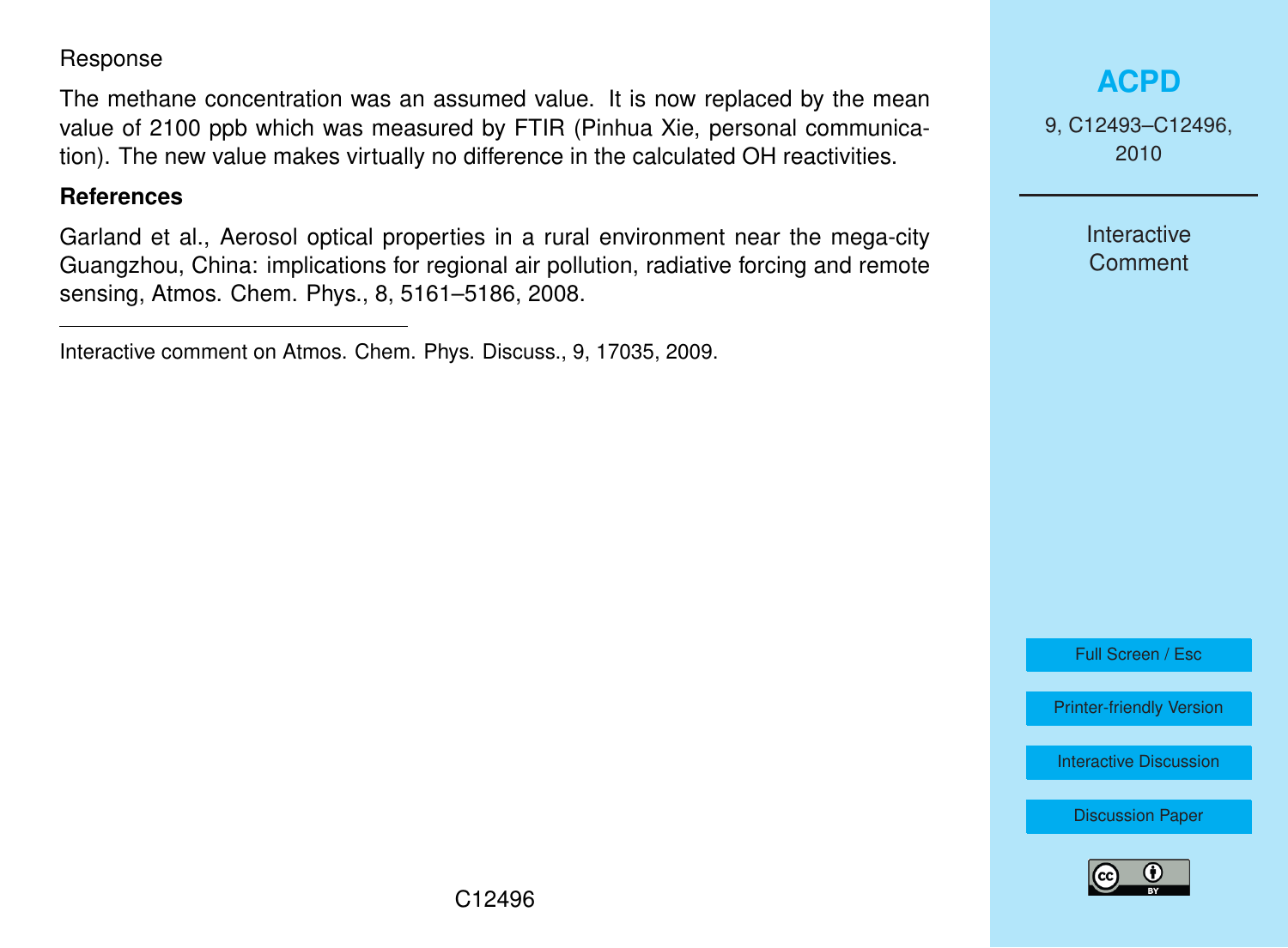Response

The methane concentration was an assumed value. It is now replaced by the mean value of 2100 ppb which was measured by FTIR (Pinhua Xie, personal communication). The new value makes virtually no difference in the calculated OH reactivities.

**References**

Garland et al., Aerosol optical properties in a rural environment near the mega-city Guangzhou, China: implications for regional air pollution, radiative forcing and remote sensing, Atmos. Chem. Phys., 8, 5161–5186, 2008.

---

Interactive comment on Atmos. Chem. Phys. Discuss., 9, 17035, 2009.